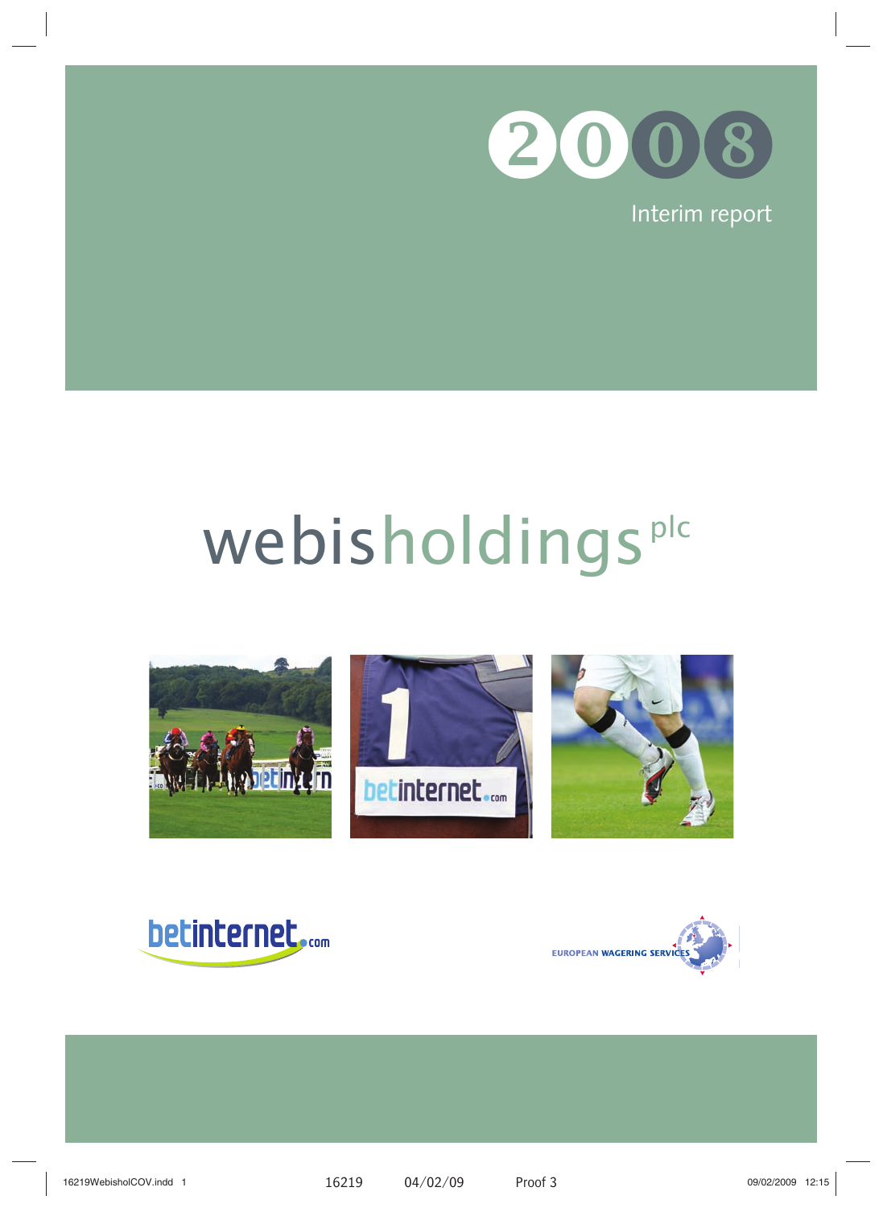# 2008

Interim report

# webisholdings plc

betinternet.com

EUROPEAN WAGERING SERVICES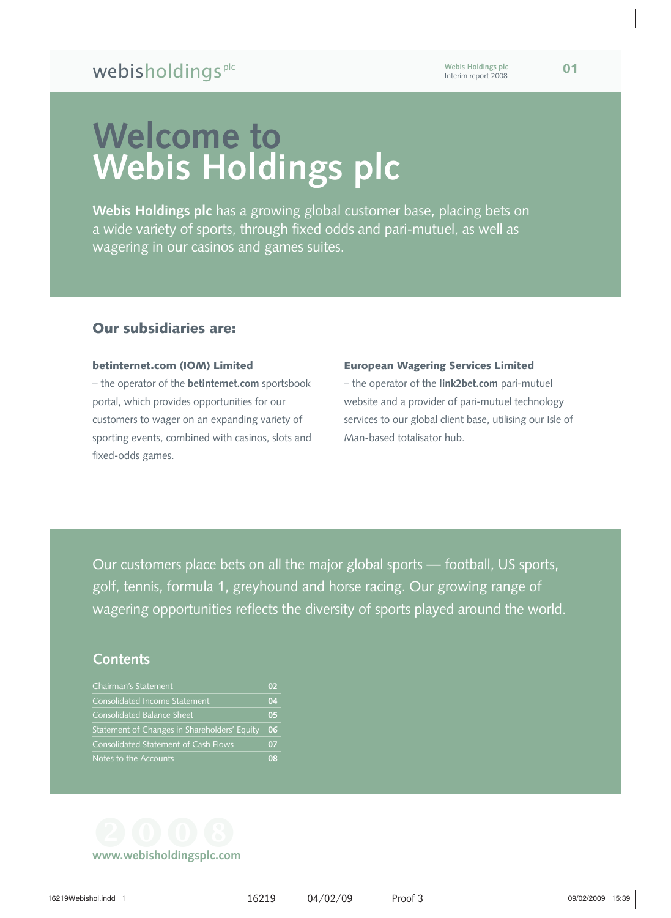# Welcome to Webis Holdings plc

**Webis Holdings plc** has a growing global customer base, placing bets on a wide variety of sports, through fixed odds and pari-mutuel, as well as wagering in our casinos and games suites.

## Our subsidiaries are:

**betinternet.com (IOM) Limited**
– the operator of the **betinternet.com** sportsbook portal, which provides opportunities for our customers to wager on an expanding variety of sporting events, combined with casinos, slots and fixed-odds games.

**European Wagering Services Limited**
– the operator of the **link2bet.com** pari-mutuel website and a provider of pari-mutuel technology services to our global client base, utilising our Isle of Man-based totalisator hub.

Our customers place bets on all the major global sports — football, US sports, golf, tennis, formula 1, greyhound and horse racing. Our growing range of wagering opportunities reflects the diversity of sports played around the world.

## Contents

| | |
|---|---|
| Chairman's Statement | 02 |
| Consolidated Income Statement | 04 |
| Consolidated Balance Sheet | 05 |
| Statement of Changes in Shareholders' Equity | 06 |
| Consolidated Statement of Cash Flows | 07 |
| Notes to the Accounts | 08 |

www.webisholdingsplc.com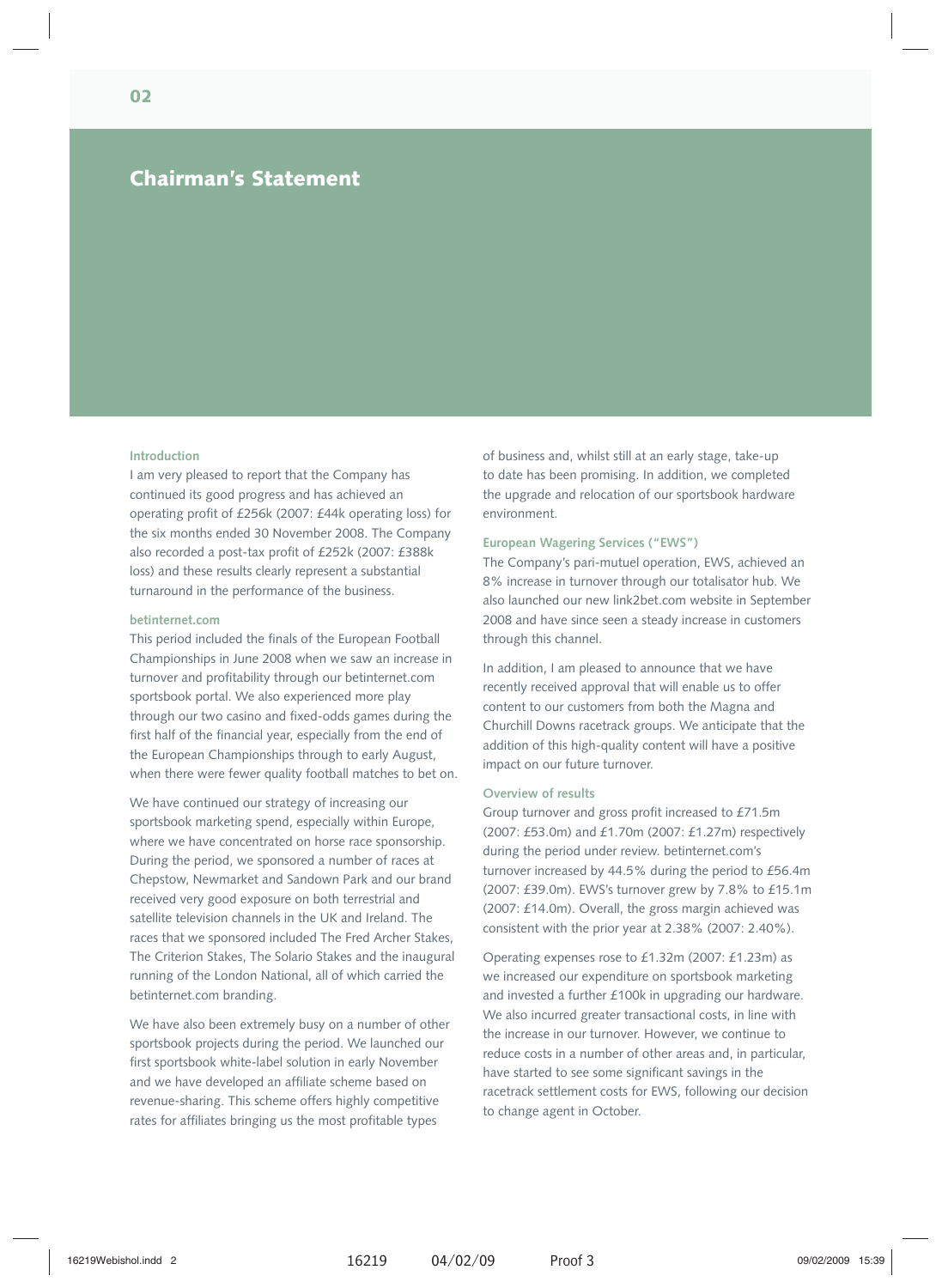# Chairman's Statement

### Introduction

I am very pleased to report that the Company has continued its good progress and has achieved an operating profit of £256k (2007: £44k operating loss) for the six months ended 30 November 2008. The Company also recorded a post-tax profit of £252k (2007: £388k loss) and these results clearly represent a substantial turnaround in the performance of the business.

### betinternet.com

This period included the finals of the European Football Championships in June 2008 when we saw an increase in turnover and profitability through our betinternet.com sportsbook portal. We also experienced more play through our two casino and fixed-odds games during the first half of the financial year, especially from the end of the European Championships through to early August, when there were fewer quality football matches to bet on.

We have continued our strategy of increasing our sportsbook marketing spend, especially within Europe, where we have concentrated on horse race sponsorship. During the period, we sponsored a number of races at Chepstow, Newmarket and Sandown Park and our brand received very good exposure on both terrestrial and satellite television channels in the UK and Ireland. The races that we sponsored included The Fred Archer Stakes, The Criterion Stakes, The Solario Stakes and the inaugural running of the London National, all of which carried the betinternet.com branding.

We have also been extremely busy on a number of other sportsbook projects during the period. We launched our first sportsbook white-label solution in early November and we have developed an affiliate scheme based on revenue-sharing. This scheme offers highly competitive rates for affiliates bringing us the most profitable types of business and, whilst still at an early stage, take-up to date has been promising. In addition, we completed the upgrade and relocation of our sportsbook hardware environment.

### European Wagering Services ("EWS")

The Company's pari-mutuel operation, EWS, achieved an 8% increase in turnover through our totalisator hub. We also launched our new link2bet.com website in September 2008 and have since seen a steady increase in customers through this channel.

In addition, I am pleased to announce that we have recently received approval that will enable us to offer content to our customers from both the Magna and Churchill Downs racetrack groups. We anticipate that the addition of this high-quality content will have a positive impact on our future turnover.

### Overview of results

Group turnover and gross profit increased to £71.5m (2007: £53.0m) and £1.70m (2007: £1.27m) respectively during the period under review. betinternet.com's turnover increased by 44.5% during the period to £56.4m (2007: £39.0m). EWS's turnover grew by 7.8% to £15.1m (2007: £14.0m). Overall, the gross margin achieved was consistent with the prior year at 2.38% (2007: 2.40%).

Operating expenses rose to £1.32m (2007: £1.23m) as we increased our expenditure on sportsbook marketing and invested a further £100k in upgrading our hardware. We also incurred greater transactional costs, in line with the increase in our turnover. However, we continue to reduce costs in a number of other areas and, in particular, have started to see some significant savings in the racetrack settlement costs for EWS, following our decision to change agent in October.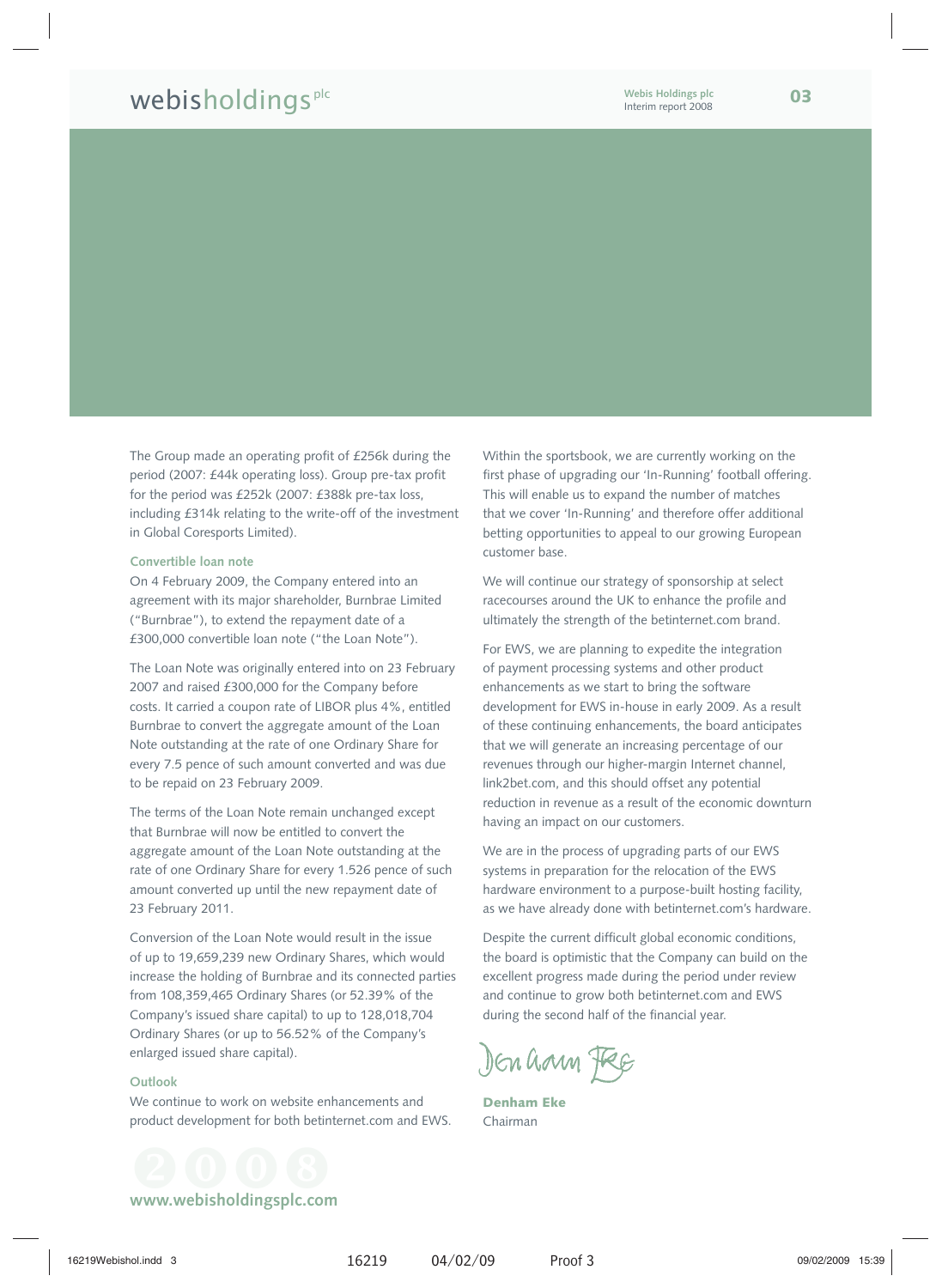The Group made an operating profit of £256k during the period (2007: £44k operating loss). Group pre-tax profit for the period was £252k (2007: £388k pre-tax loss, including £314k relating to the write-off of the investment in Global Coresports Limited).

### Convertible loan note

On 4 February 2009, the Company entered into an agreement with its major shareholder, Burnbrae Limited ("Burnbrae"), to extend the repayment date of a £300,000 convertible loan note ("the Loan Note").

The Loan Note was originally entered into on 23 February 2007 and raised £300,000 for the Company before costs. It carried a coupon rate of LIBOR plus 4%, entitled Burnbrae to convert the aggregate amount of the Loan Note outstanding at the rate of one Ordinary Share for every 7.5 pence of such amount converted and was due to be repaid on 23 February 2009.

The terms of the Loan Note remain unchanged except that Burnbrae will now be entitled to convert the aggregate amount of the Loan Note outstanding at the rate of one Ordinary Share for every 1.526 pence of such amount converted up until the new repayment date of 23 February 2011.

Conversion of the Loan Note would result in the issue of up to 19,659,239 new Ordinary Shares, which would increase the holding of Burnbrae and its connected parties from 108,359,465 Ordinary Shares (or 52.39% of the Company's issued share capital) to up to 128,018,704 Ordinary Shares (or up to 56.52% of the Company's enlarged issued share capital).

### Outlook

We continue to work on website enhancements and product development for both betinternet.com and EWS.

Within the sportsbook, we are currently working on the first phase of upgrading our 'In-Running' football offering. This will enable us to expand the number of matches that we cover 'In-Running' and therefore offer additional betting opportunities to appeal to our growing European customer base.

We will continue our strategy of sponsorship at select racecourses around the UK to enhance the profile and ultimately the strength of the betinternet.com brand.

For EWS, we are planning to expedite the integration of payment processing systems and other product enhancements as we start to bring the software development for EWS in-house in early 2009. As a result of these continuing enhancements, the board anticipates that we will generate an increasing percentage of our revenues through our higher-margin Internet channel, link2bet.com, and this should offset any potential reduction in revenue as a result of the economic downturn having an impact on our customers.

We are in the process of upgrading parts of our EWS systems in preparation for the relocation of the EWS hardware environment to a purpose-built hosting facility, as we have already done with betinternet.com's hardware.

Despite the current difficult global economic conditions, the board is optimistic that the Company can build on the excellent progress made during the period under review and continue to grow both betinternet.com and EWS during the second half of the financial year.

**Denham Eke**
Chairman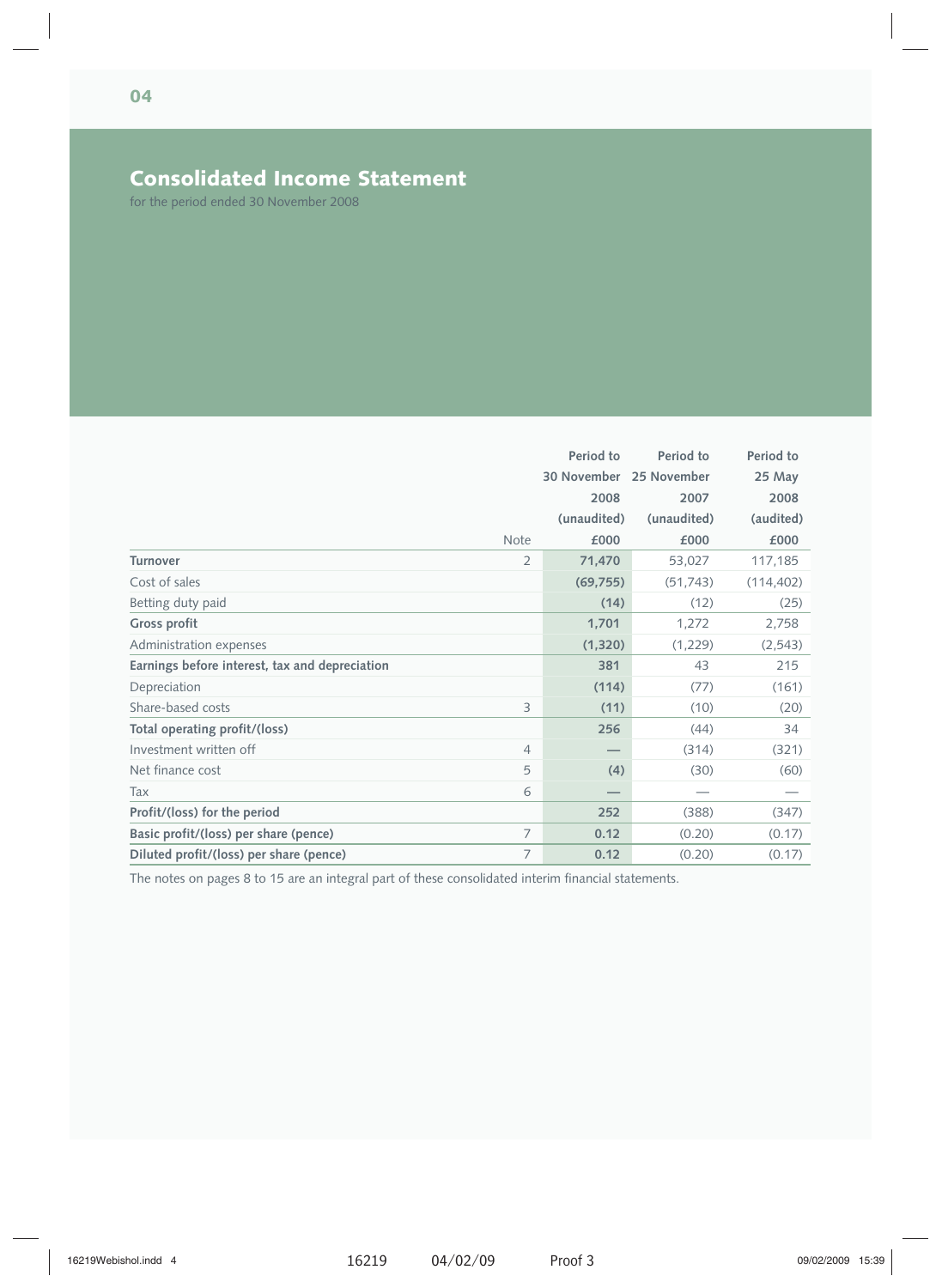# Consolidated Income Statement

for the period ended 30 November 2008

| | Note | Period to 30 November 2008 (unaudited) £000 | Period to 25 November 2007 (unaudited) £000 | Period to 25 May 2008 (audited) £000 |
|---|---|---|---|---|
| **Turnover** | 2 | **71,470** | 53,027 | 117,185 |
| Cost of sales | | **(69,755)** | (51,743) | (114,402) |
| Betting duty paid | | **(14)** | (12) | (25) |
| **Gross profit** | | **1,701** | 1,272 | 2,758 |
| Administration expenses | | **(1,320)** | (1,229) | (2,543) |
| **Earnings before interest, tax and depreciation** | | **381** | 43 | 215 |
| Depreciation | | **(114)** | (77) | (161) |
| Share-based costs | 3 | **(11)** | (10) | (20) |
| **Total operating profit/(loss)** | | **256** | (44) | 34 |
| Investment written off | 4 | **—** | (314) | (321) |
| Net finance cost | 5 | **(4)** | (30) | (60) |
| Tax | 6 | **—** | — | — |
| **Profit/(loss) for the period** | | **252** | (388) | (347) |
| **Basic profit/(loss) per share (pence)** | 7 | **0.12** | (0.20) | (0.17) |
| **Diluted profit/(loss) per share (pence)** | 7 | **0.12** | (0.20) | (0.17) |

The notes on pages 8 to 15 are an integral part of these consolidated interim financial statements.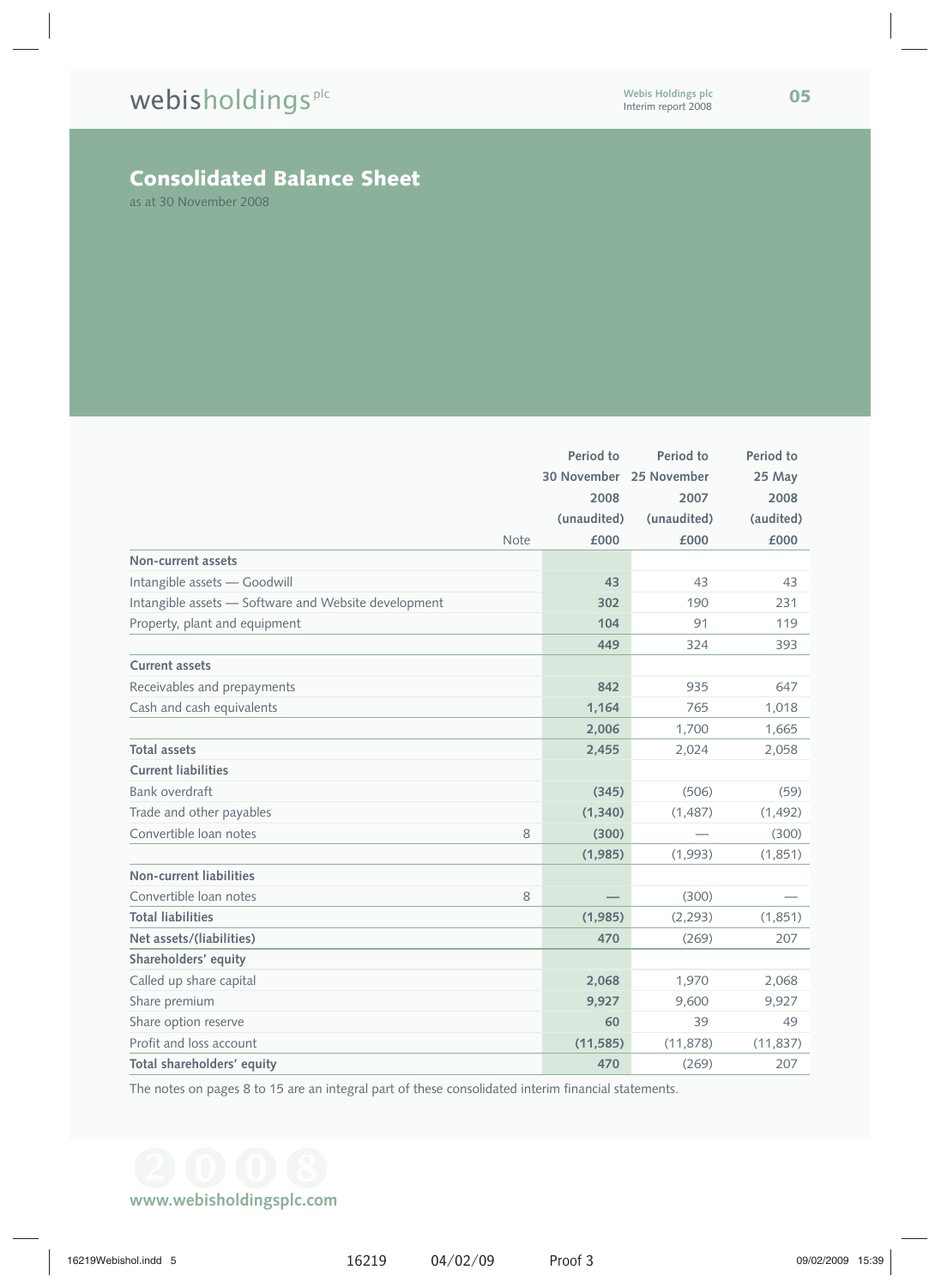## Consolidated Balance Sheet

as at 30 November 2008

| | Note | Period to 30 November 2008 (unaudited) £000 | Period to 25 November 2007 (unaudited) £000 | Period to 25 May 2008 (audited) £000 |
|---|---|---|---|---|
| **Non-current assets** | | | | |
| Intangible assets — Goodwill | | **43** | 43 | 43 |
| Intangible assets — Software and Website development | | **302** | 190 | 231 |
| Property, plant and equipment | | **104** | 91 | 119 |
| | | **449** | 324 | 393 |
| **Current assets** | | | | |
| Receivables and prepayments | | **842** | 935 | 647 |
| Cash and cash equivalents | | **1,164** | 765 | 1,018 |
| | | **2,006** | 1,700 | 1,665 |
| **Total assets** | | **2,455** | 2,024 | 2,058 |
| **Current liabilities** | | | | |
| Bank overdraft | | **(345)** | (506) | (59) |
| Trade and other payables | | **(1,340)** | (1,487) | (1,492) |
| Convertible loan notes | 8 | **(300)** | — | (300) |
| | | **(1,985)** | (1,993) | (1,851) |
| **Non-current liabilities** | | | | |
| Convertible loan notes | 8 | **—** | (300) | — |
| **Total liabilities** | | **(1,985)** | (2,293) | (1,851) |
| **Net assets/(liabilities)** | | **470** | (269) | 207 |
| **Shareholders' equity** | | | | |
| Called up share capital | | **2,068** | 1,970 | 2,068 |
| Share premium | | **9,927** | 9,600 | 9,927 |
| Share option reserve | | **60** | 39 | 49 |
| Profit and loss account | | **(11,585)** | (11,878) | (11,837) |
| **Total shareholders' equity** | | **470** | (269) | 207 |

The notes on pages 8 to 15 are an integral part of these consolidated interim financial statements.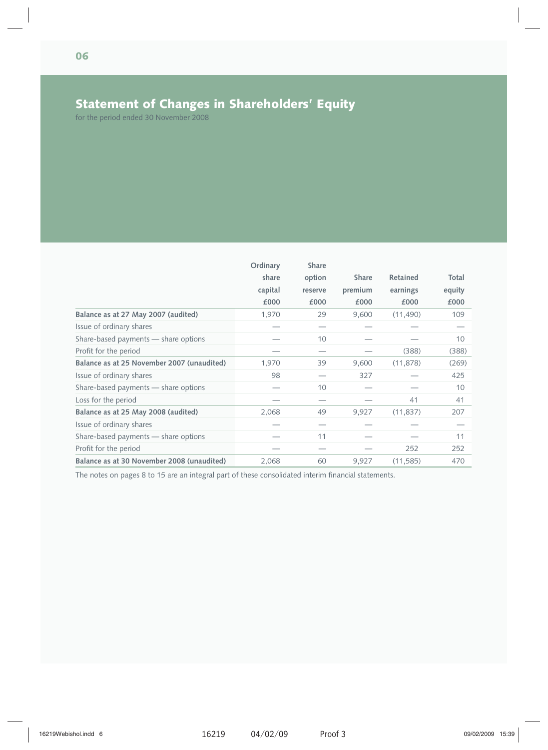## Statement of Changes in Shareholders' Equity

for the period ended 30 November 2008

| | Ordinary share capital £000 | Share option reserve £000 | Share premium £000 | Retained earnings £000 | Total equity £000 |
|---|---|---|---|---|---|
| **Balance as at 27 May 2007 (audited)** | 1,970 | 29 | 9,600 | (11,490) | 109 |
| Issue of ordinary shares | — | — | — | — | — |
| Share-based payments — share options | — | 10 | — | — | 10 |
| Profit for the period | — | — | — | (388) | (388) |
| **Balance as at 25 November 2007 (unaudited)** | 1,970 | 39 | 9,600 | (11,878) | (269) |
| Issue of ordinary shares | 98 | — | 327 | — | 425 |
| Share-based payments — share options | — | 10 | — | — | 10 |
| Loss for the period | — | — | — | 41 | 41 |
| **Balance as at 25 May 2008 (audited)** | 2,068 | 49 | 9,927 | (11,837) | 207 |
| Issue of ordinary shares | — | — | — | — | — |
| Share-based payments — share options | — | 11 | — | — | 11 |
| Profit for the period | — | — | — | 252 | 252 |
| **Balance as at 30 November 2008 (unaudited)** | 2,068 | 60 | 9,927 | (11,585) | 470 |

The notes on pages 8 to 15 are an integral part of these consolidated interim financial statements.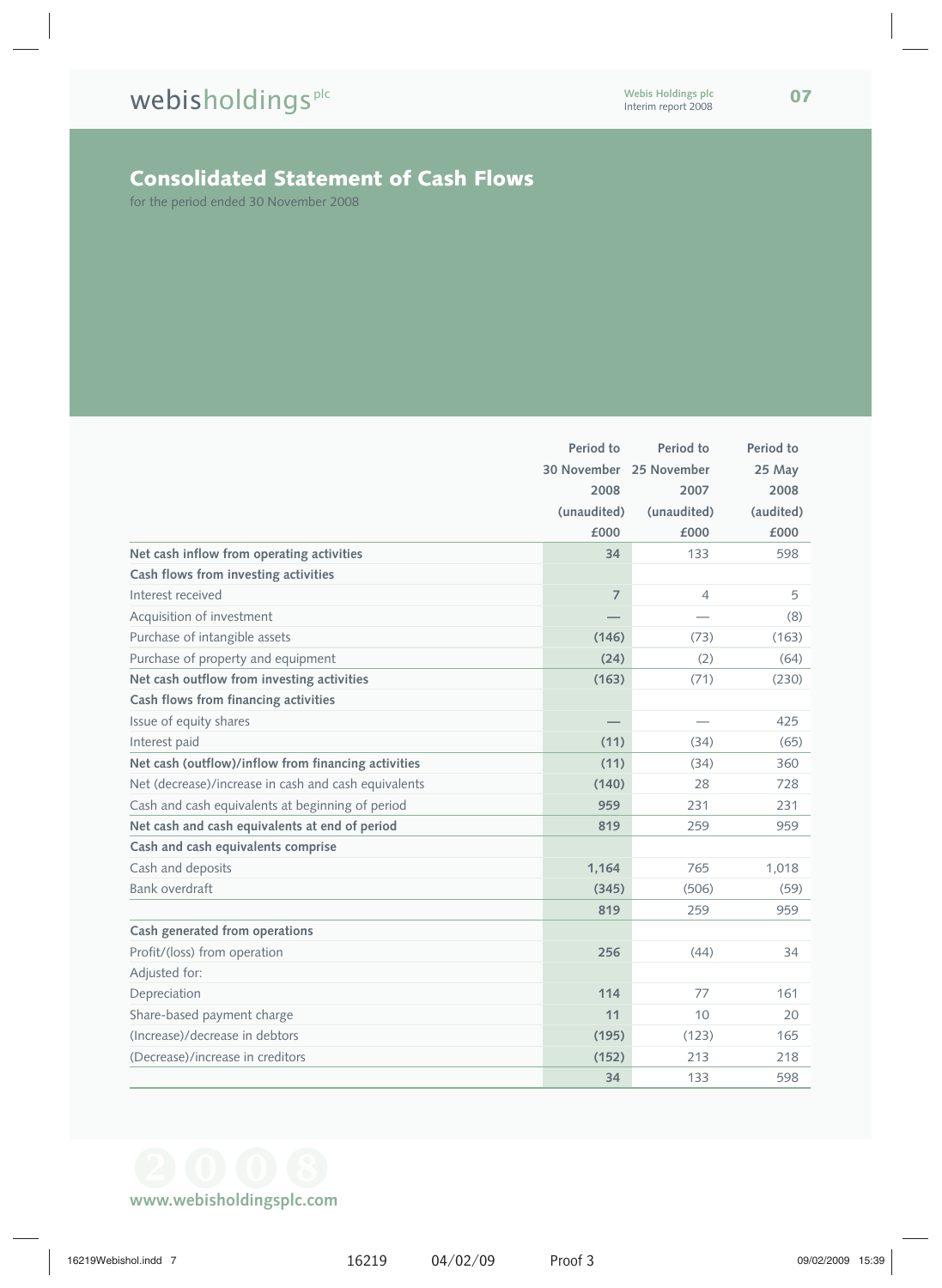## Consolidated Statement of Cash Flows

for the period ended 30 November 2008

| | Period to 30 November 2008 (unaudited) £000 | Period to 25 November 2007 (unaudited) £000 | Period to 25 May 2008 (audited) £000 |
|---|---|---|---|
| **Net cash inflow from operating activities** | 34 | 133 | 598 |
| **Cash flows from investing activities** | | | |
| Interest received | 7 | 4 | 5 |
| Acquisition of investment | — | — | (8) |
| Purchase of intangible assets | (146) | (73) | (163) |
| Purchase of property and equipment | (24) | (2) | (64) |
| **Net cash outflow from investing activities** | (163) | (71) | (230) |
| **Cash flows from financing activities** | | | |
| Issue of equity shares | — | — | 425 |
| Interest paid | (11) | (34) | (65) |
| **Net cash (outflow)/inflow from financing activities** | (11) | (34) | 360 |
| Net (decrease)/increase in cash and cash equivalents | (140) | 28 | 728 |
| Cash and cash equivalents at beginning of period | 959 | 231 | 231 |
| **Net cash and cash equivalents at end of period** | 819 | 259 | 959 |
| **Cash and cash equivalents comprise** | | | |
| Cash and deposits | 1,164 | 765 | 1,018 |
| Bank overdraft | (345) | (506) | (59) |
| | 819 | 259 | 959 |
| **Cash generated from operations** | | | |
| Profit/(loss) from operation | 256 | (44) | 34 |
| Adjusted for: | | | |
| Depreciation | 114 | 77 | 161 |
| Share-based payment charge | 11 | 10 | 20 |
| (Increase)/decrease in debtors | (195) | (123) | 165 |
| (Decrease)/increase in creditors | (152) | 213 | 218 |
| | 34 | 133 | 598 |

www.webisholdingsplc.com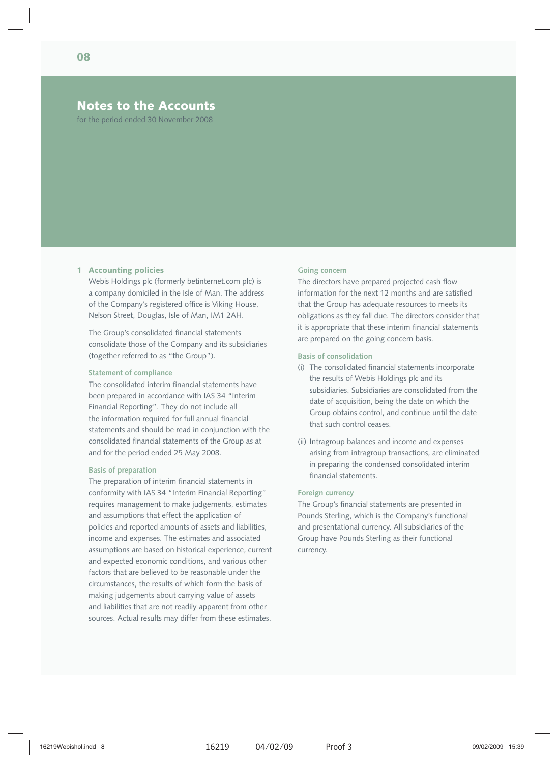# Notes to the Accounts

for the period ended 30 November 2008

## 1 Accounting policies

Webis Holdings plc (formerly betinternet.com plc) is a company domiciled in the Isle of Man. The address of the Company's registered office is Viking House, Nelson Street, Douglas, Isle of Man, IM1 2AH.

The Group's consolidated financial statements consolidate those of the Company and its subsidiaries (together referred to as "the Group").

### Statement of compliance

The consolidated interim financial statements have been prepared in accordance with IAS 34 "Interim Financial Reporting". They do not include all the information required for full annual financial statements and should be read in conjunction with the consolidated financial statements of the Group as at and for the period ended 25 May 2008.

### Basis of preparation

The preparation of interim financial statements in conformity with IAS 34 "Interim Financial Reporting" requires management to make judgements, estimates and assumptions that effect the application of policies and reported amounts of assets and liabilities, income and expenses. The estimates and associated assumptions are based on historical experience, current and expected economic conditions, and various other factors that are believed to be reasonable under the circumstances, the results of which form the basis of making judgements about carrying value of assets and liabilities that are not readily apparent from other sources. Actual results may differ from these estimates.

### Going concern

The directors have prepared projected cash flow information for the next 12 months and are satisfied that the Group has adequate resources to meets its obligations as they fall due. The directors consider that it is appropriate that these interim financial statements are prepared on the going concern basis.

### Basis of consolidation

(i) The consolidated financial statements incorporate the results of Webis Holdings plc and its subsidiaries. Subsidiaries are consolidated from the date of acquisition, being the date on which the Group obtains control, and continue until the date that such control ceases.

(ii) Intragroup balances and income and expenses arising from intragroup transactions, are eliminated in preparing the condensed consolidated interim financial statements.

### Foreign currency

The Group's financial statements are presented in Pounds Sterling, which is the Company's functional and presentational currency. All subsidiaries of the Group have Pounds Sterling as their functional currency.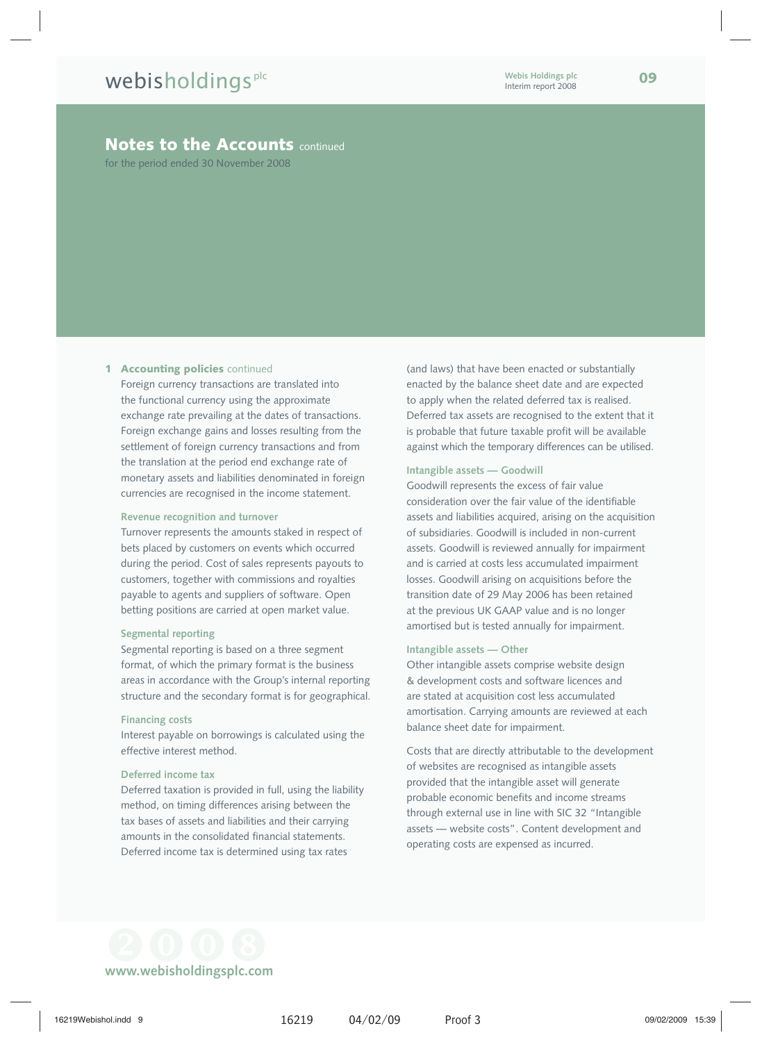## Notes to the Accounts continued

for the period ended 30 November 2008

**1 Accounting policies** continued

Foreign currency transactions are translated into the functional currency using the approximate exchange rate prevailing at the dates of transactions. Foreign exchange gains and losses resulting from the settlement of foreign currency transactions and from the translation at the period end exchange rate of monetary assets and liabilities denominated in foreign currencies are recognised in the income statement.

**Revenue recognition and turnover**

Turnover represents the amounts staked in respect of bets placed by customers on events which occurred during the period. Cost of sales represents payouts to customers, together with commissions and royalties payable to agents and suppliers of software. Open betting positions are carried at open market value.

**Segmental reporting**

Segmental reporting is based on a three segment format, of which the primary format is the business areas in accordance with the Group's internal reporting structure and the secondary format is for geographical.

**Financing costs**

Interest payable on borrowings is calculated using the effective interest method.

**Deferred income tax**

Deferred taxation is provided in full, using the liability method, on timing differences arising between the tax bases of assets and liabilities and their carrying amounts in the consolidated financial statements. Deferred income tax is determined using tax rates (and laws) that have been enacted or substantially enacted by the balance sheet date and are expected to apply when the related deferred tax is realised. Deferred tax assets are recognised to the extent that it is probable that future taxable profit will be available against which the temporary differences can be utilised.

**Intangible assets — Goodwill**

Goodwill represents the excess of fair value consideration over the fair value of the identifiable assets and liabilities acquired, arising on the acquisition of subsidiaries. Goodwill is included in non-current assets. Goodwill is reviewed annually for impairment and is carried at costs less accumulated impairment losses. Goodwill arising on acquisitions before the transition date of 29 May 2006 has been retained at the previous UK GAAP value and is no longer amortised but is tested annually for impairment.

**Intangible assets — Other**

Other intangible assets comprise website design & development costs and software licences and are stated at acquisition cost less accumulated amortisation. Carrying amounts are reviewed at each balance sheet date for impairment.

Costs that are directly attributable to the development of websites are recognised as intangible assets provided that the intangible asset will generate probable economic benefits and income streams through external use in line with SIC 32 "Intangible assets — website costs". Content development and operating costs are expensed as incurred.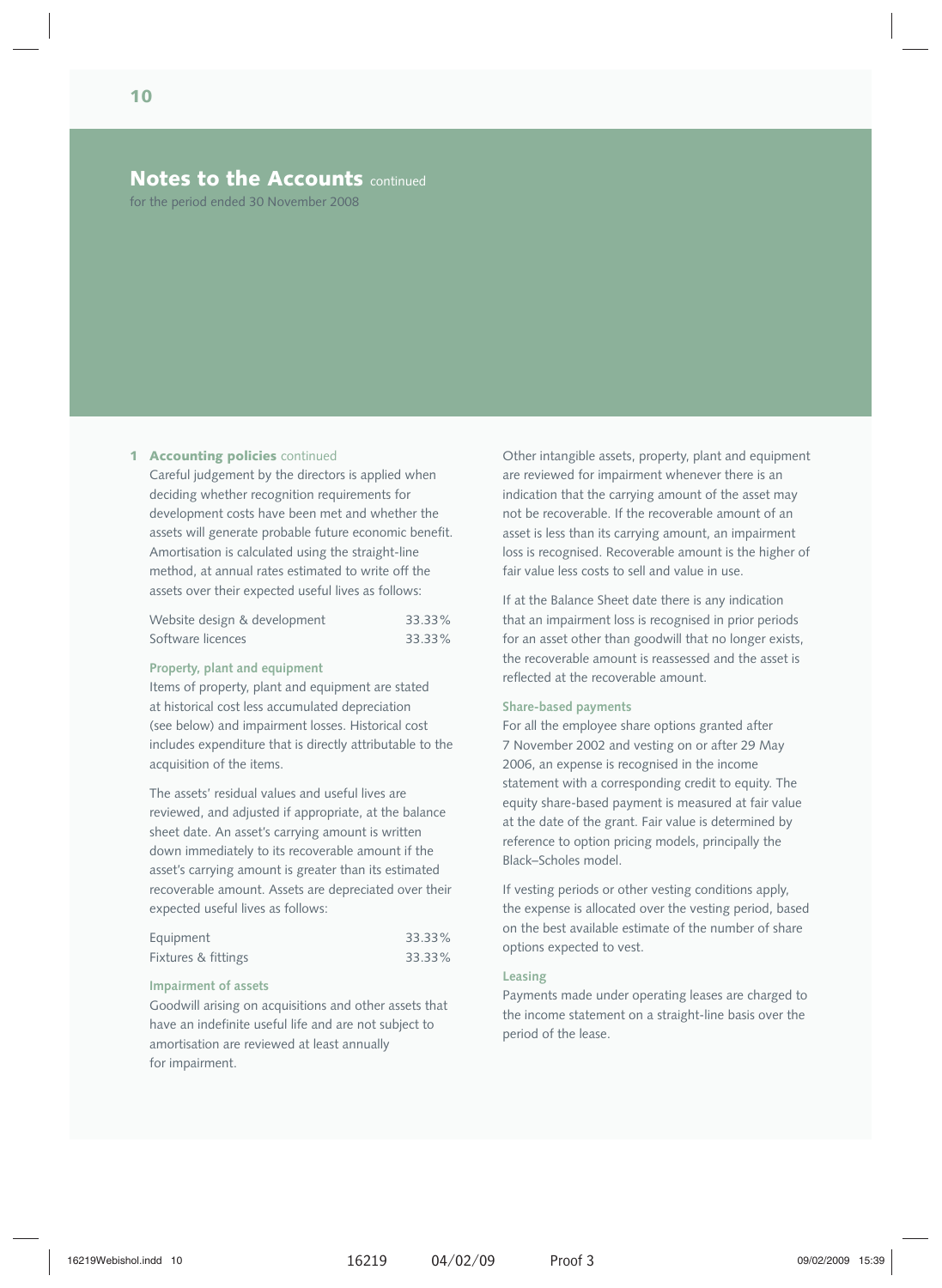## Notes to the Accounts continued

for the period ended 30 November 2008

### 1 Accounting policies continued

Careful judgement by the directors is applied when deciding whether recognition requirements for development costs have been met and whether the assets will generate probable future economic benefit. Amortisation is calculated using the straight-line method, at annual rates estimated to write off the assets over their expected useful lives as follows:

| | |
|---|---|
| Website design & development | 33.33% |
| Software licences | 33.33% |

#### Property, plant and equipment

Items of property, plant and equipment are stated at historical cost less accumulated depreciation (see below) and impairment losses. Historical cost includes expenditure that is directly attributable to the acquisition of the items.

The assets' residual values and useful lives are reviewed, and adjusted if appropriate, at the balance sheet date. An asset's carrying amount is written down immediately to its recoverable amount if the asset's carrying amount is greater than its estimated recoverable amount. Assets are depreciated over their expected useful lives as follows:

| | |
|---|---|
| Equipment | 33.33% |
| Fixtures & fittings | 33.33% |

#### Impairment of assets

Goodwill arising on acquisitions and other assets that have an indefinite useful life and are not subject to amortisation are reviewed at least annually for impairment.

Other intangible assets, property, plant and equipment are reviewed for impairment whenever there is an indication that the carrying amount of the asset may not be recoverable. If the recoverable amount of an asset is less than its carrying amount, an impairment loss is recognised. Recoverable amount is the higher of fair value less costs to sell and value in use.

If at the Balance Sheet date there is any indication that an impairment loss is recognised in prior periods for an asset other than goodwill that no longer exists, the recoverable amount is reassessed and the asset is reflected at the recoverable amount.

#### Share-based payments

For all the employee share options granted after 7 November 2002 and vesting on or after 29 May 2006, an expense is recognised in the income statement with a corresponding credit to equity. The equity share-based payment is measured at fair value at the date of the grant. Fair value is determined by reference to option pricing models, principally the Black–Scholes model.

If vesting periods or other vesting conditions apply, the expense is allocated over the vesting period, based on the best available estimate of the number of share options expected to vest.

#### Leasing

Payments made under operating leases are charged to the income statement on a straight-line basis over the period of the lease.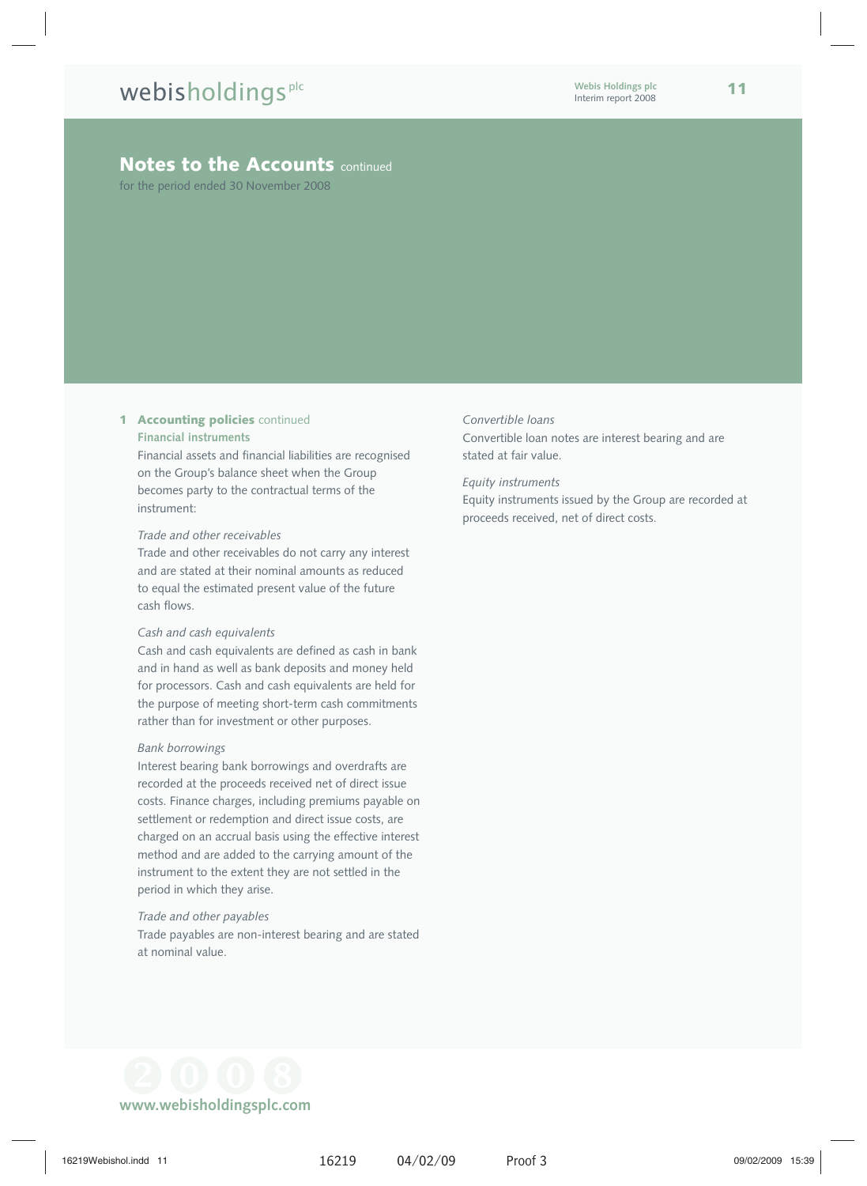## Notes to the Accounts continued

for the period ended 30 November 2008

### 1 Accounting policies continued

**Financial instruments**

Financial assets and financial liabilities are recognised on the Group's balance sheet when the Group becomes party to the contractual terms of the instrument:

*Trade and other receivables*

Trade and other receivables do not carry any interest and are stated at their nominal amounts as reduced to equal the estimated present value of the future cash flows.

*Cash and cash equivalents*

Cash and cash equivalents are defined as cash in bank and in hand as well as bank deposits and money held for processors. Cash and cash equivalents are held for the purpose of meeting short-term cash commitments rather than for investment or other purposes.

*Bank borrowings*

Interest bearing bank borrowings and overdrafts are recorded at the proceeds received net of direct issue costs. Finance charges, including premiums payable on settlement or redemption and direct issue costs, are charged on an accrual basis using the effective interest method and are added to the carrying amount of the instrument to the extent they are not settled in the period in which they arise.

*Trade and other payables*

Trade payables are non-interest bearing and are stated at nominal value.

*Convertible loans*

Convertible loan notes are interest bearing and are stated at fair value.

*Equity instruments*

Equity instruments issued by the Group are recorded at proceeds received, net of direct costs.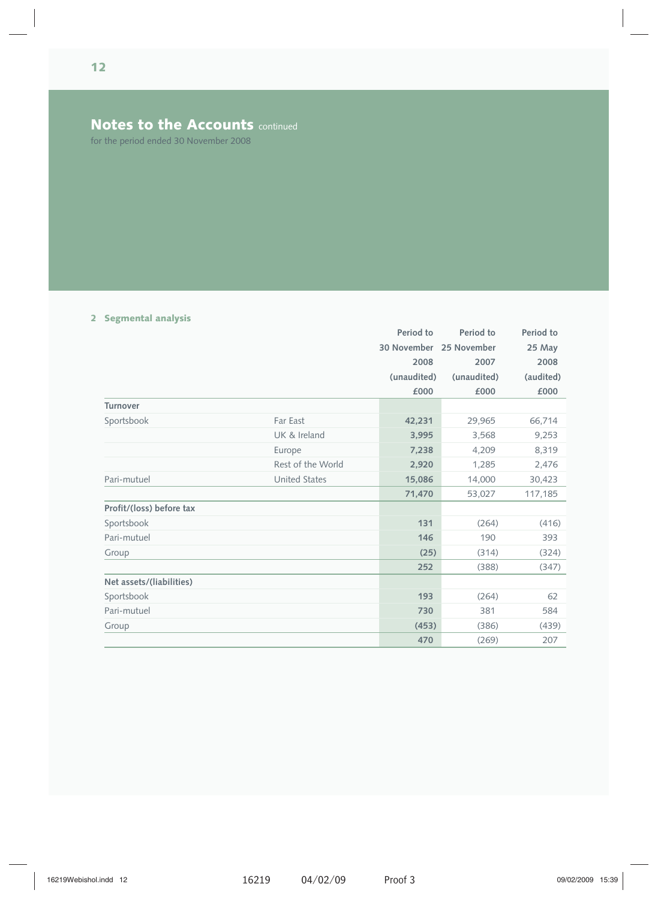## Notes to the Accounts continued

for the period ended 30 November 2008

### 2 Segmental analysis

| | | Period to 30 November 2008 (unaudited) £000 | Period to 25 November 2007 (unaudited) £000 | Period to 25 May 2008 (audited) £000 |
|---|---|---|---|---|
| **Turnover** | | | | |
| Sportsbook | Far East | **42,231** | 29,965 | 66,714 |
| | UK & Ireland | **3,995** | 3,568 | 9,253 |
| | Europe | **7,238** | 4,209 | 8,319 |
| | Rest of the World | **2,920** | 1,285 | 2,476 |
| Pari-mutuel | United States | **15,086** | 14,000 | 30,423 |
| | | **71,470** | 53,027 | 117,185 |
| **Profit/(loss) before tax** | | | | |
| Sportsbook | | **131** | (264) | (416) |
| Pari-mutuel | | **146** | 190 | 393 |
| Group | | **(25)** | (314) | (324) |
| | | **252** | (388) | (347) |
| **Net assets/(liabilities)** | | | | |
| Sportsbook | | **193** | (264) | 62 |
| Pari-mutuel | | **730** | 381 | 584 |
| Group | | **(453)** | (386) | (439) |
| | | **470** | (269) | 207 |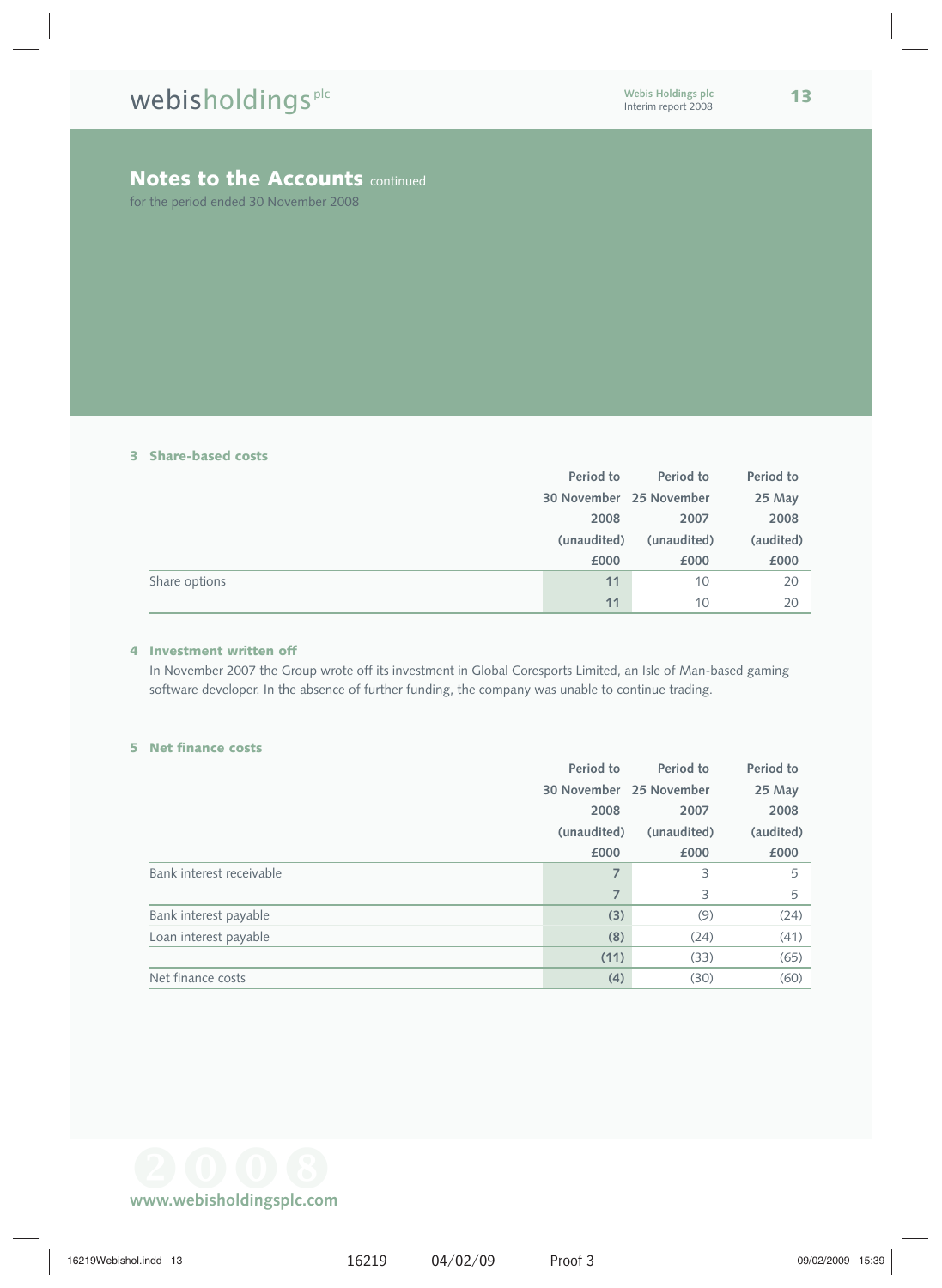## Notes to the Accounts continued

for the period ended 30 November 2008

### 3 Share-based costs

| | Period to 30 November 2008 (unaudited) £000 | Period to 25 November 2007 (unaudited) £000 | Period to 25 May 2008 (audited) £000 |
|---|---|---|---|
| Share options | 11 | 10 | 20 |
| | 11 | 10 | 20 |

### 4 Investment written off

In November 2007 the Group wrote off its investment in Global Coresports Limited, an Isle of Man-based gaming software developer. In the absence of further funding, the company was unable to continue trading.

### 5 Net finance costs

| | Period to 30 November 2008 (unaudited) £000 | Period to 25 November 2007 (unaudited) £000 | Period to 25 May 2008 (audited) £000 |
|---|---|---|---|
| Bank interest receivable | 7 | 3 | 5 |
| | 7 | 3 | 5 |
| Bank interest payable | (3) | (9) | (24) |
| Loan interest payable | (8) | (24) | (41) |
| | (11) | (33) | (65) |
| Net finance costs | (4) | (30) | (60) |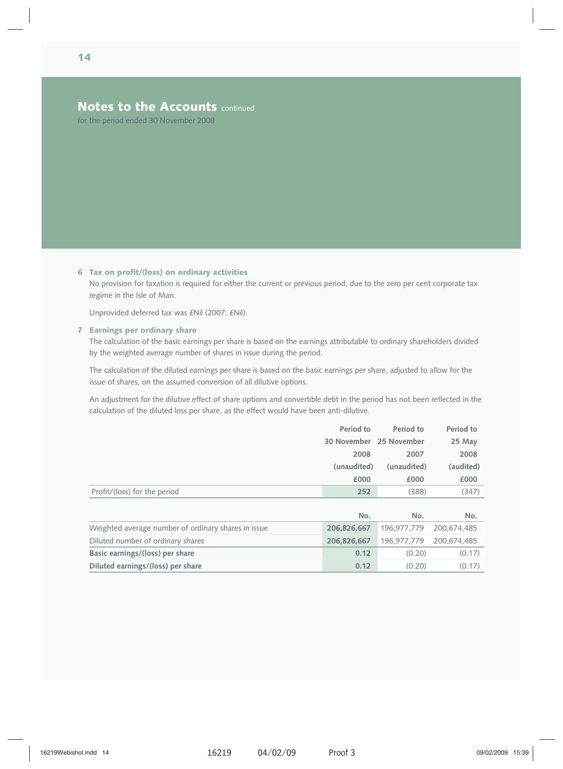## Notes to the Accounts continued

for the period ended 30 November 2008

### 6 Tax on profit/(loss) on ordinary activities

No provision for taxation is required for either the current or previous period, due to the zero per cent corporate tax regime in the Isle of Man.

Unprovided deferred tax was £Nil (2007: £Nil).

### 7 Earnings per ordinary share

The calculation of the basic earnings per share is based on the earnings attributable to ordinary shareholders divided by the weighted average number of shares in issue during the period.

The calculation of the diluted earnings per share is based on the basic earnings per share, adjusted to allow for the issue of shares, on the assumed conversion of all dilutive options.

An adjustment for the dilutive effect of share options and convertible debt in the period has not been reflected in the calculation of the diluted loss per share, as the effect would have been anti-dilutive.

| | Period to 30 November 2008 (unaudited) £000 | Period to 25 November 2007 (unaudited) £000 | Period to 25 May 2008 (audited) £000 |
|---|---|---|---|
| Profit/(loss) for the period | 252 | (388) | (347) |

| | No. | No. | No. |
|---|---|---|---|
| Weighted average number of ordinary shares in issue | 206,826,667 | 196,977,779 | 200,674,485 |
| Diluted number of ordinary shares | 206,826,667 | 196,977,779 | 200,674,485 |
| **Basic earnings/(loss) per share** | 0.12 | (0.20) | (0.17) |
| **Diluted earnings/(loss) per share** | 0.12 | (0.20) | (0.17) |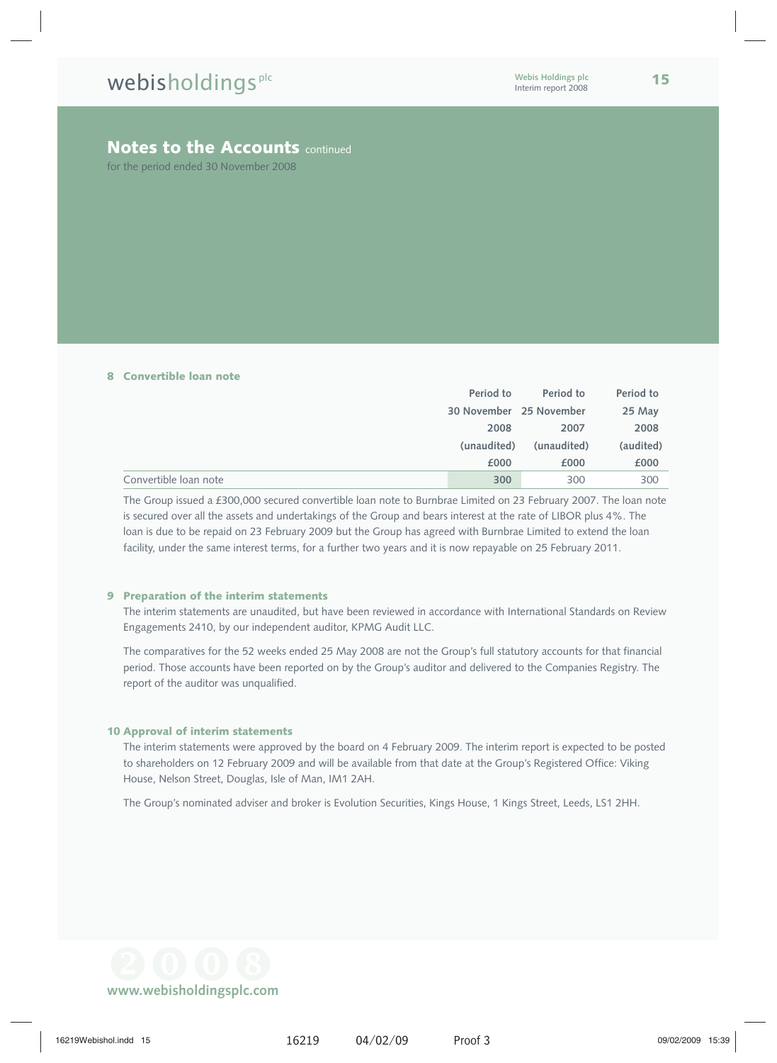## Notes to the Accounts continued

for the period ended 30 November 2008

### 8 Convertible loan note

| | Period to 30 November 2008 (unaudited) £000 | Period to 25 November 2007 (unaudited) £000 | Period to 25 May 2008 (audited) £000 |
|---|---|---|---|
| Convertible loan note | **300** | 300 | 300 |

The Group issued a £300,000 secured convertible loan note to Burnbrae Limited on 23 February 2007. The loan note is secured over all the assets and undertakings of the Group and bears interest at the rate of LIBOR plus 4%. The loan is due to be repaid on 23 February 2009 but the Group has agreed with Burnbrae Limited to extend the loan facility, under the same interest terms, for a further two years and it is now repayable on 25 February 2011.

### 9 Preparation of the interim statements

The interim statements are unaudited, but have been reviewed in accordance with International Standards on Review Engagements 2410, by our independent auditor, KPMG Audit LLC.

The comparatives for the 52 weeks ended 25 May 2008 are not the Group's full statutory accounts for that financial period. Those accounts have been reported on by the Group's auditor and delivered to the Companies Registry. The report of the auditor was unqualified.

### 10 Approval of interim statements

The interim statements were approved by the board on 4 February 2009. The interim report is expected to be posted to shareholders on 12 February 2009 and will be available from that date at the Group's Registered Office: Viking House, Nelson Street, Douglas, Isle of Man, IM1 2AH.

The Group's nominated adviser and broker is Evolution Securities, Kings House, 1 Kings Street, Leeds, LS1 2HH.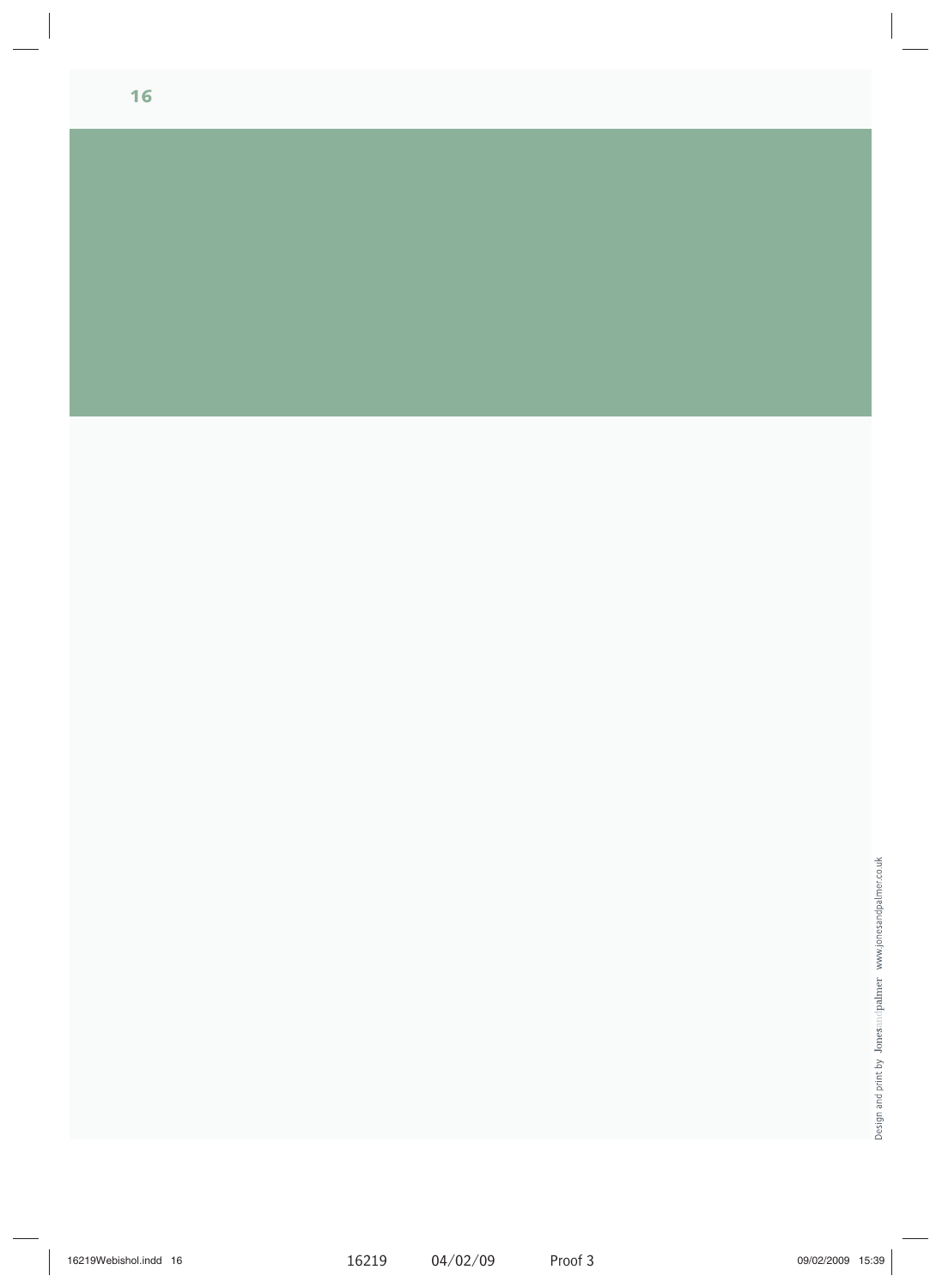Design and print by Jonesandpalmer www.jonesandpalmer.co.uk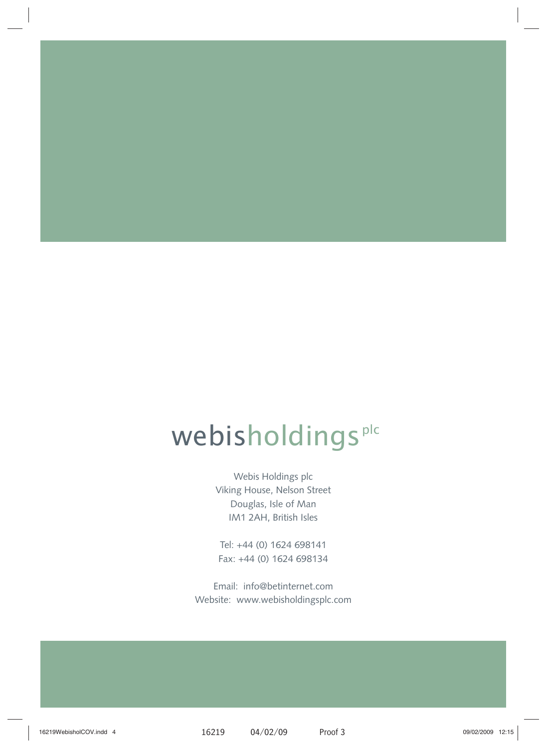webisholdings plc

Webis Holdings plc
Viking House, Nelson Street
Douglas, Isle of Man
IM1 2AH, British Isles

Tel: +44 (0) 1624 698141
Fax: +44 (0) 1624 698134

Email: info@betinternet.com
Website: www.webisholdingsplc.com